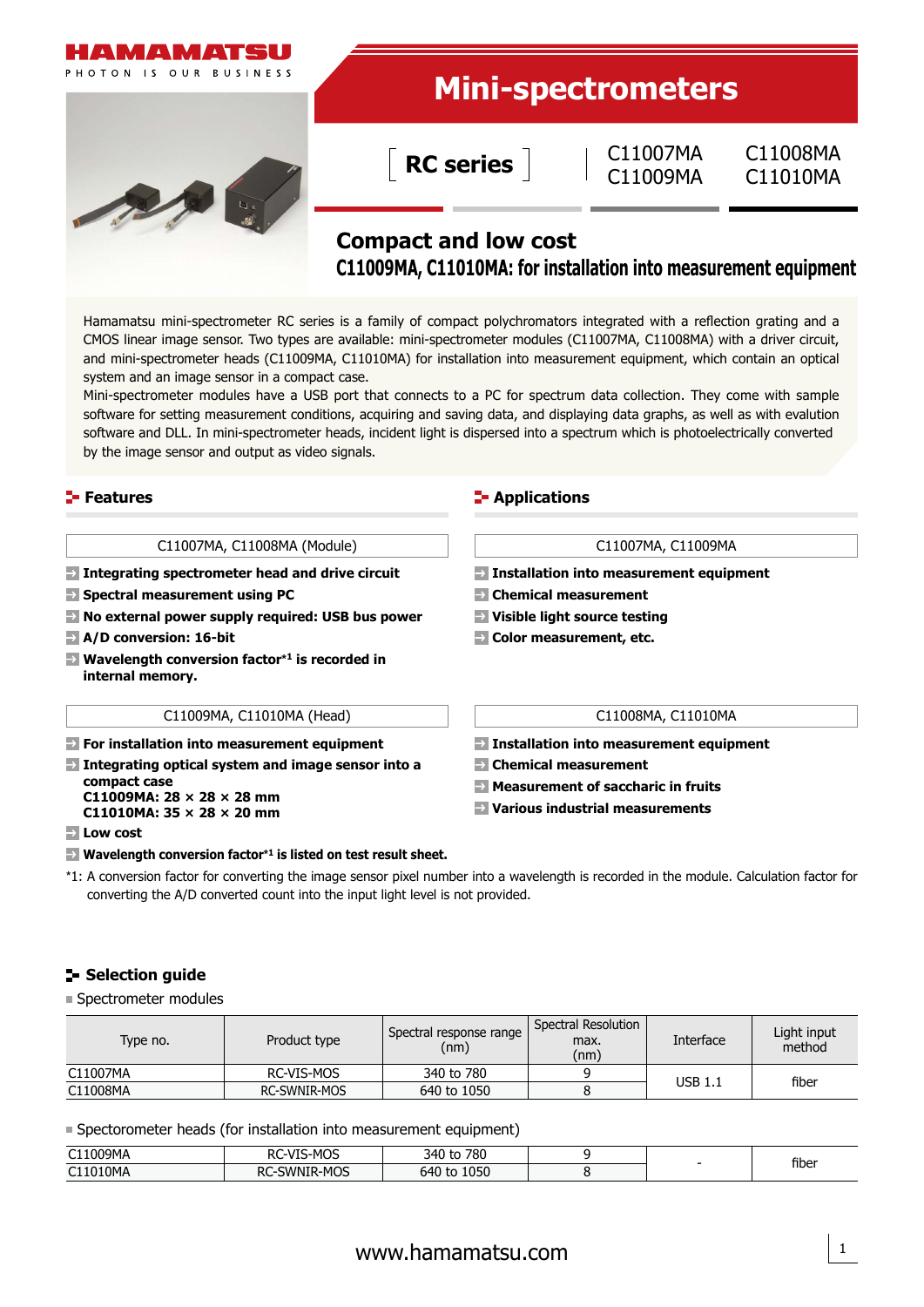HAMAMATSU

PHOTON IS OUR BUSINESS

# Mini-spectrometers

RC series

C11007MA C11008MA
C11009MA C11010MA

## Compact and low cost

### C11009MA, C11010MA: for installation into measurement equipment

Hamamatsu mini-spectrometer RC series is a family of compact polychromators integrated with a reflection grating and a CMOS linear image sensor. Two types are available: mini-spectrometer modules (C11007MA, C11008MA) with a driver circuit, and mini-spectrometer heads (C11009MA, C11010MA) for installation into measurement equipment, which contain an optical system and an image sensor in a compact case.

Mini-spectrometer modules have a USB port that connects to a PC for spectrum data collection. They come with sample software for setting measurement conditions, acquiring and saving data, and displaying data graphs, as well as with evalution software and DLL. In mini-spectrometer heads, incident light is dispersed into a spectrum which is photoelectrically converted by the image sensor and output as video signals.

## Features

C11007MA, C11008MA (Module)

- **Integrating spectrometer head and drive circuit**
- **Spectral measurement using PC**
- **No external power supply required: USB bus power**
- **A/D conversion: 16-bit**
- **Wavelength conversion factor*1 is recorded in internal memory.**

C11009MA, C11010MA (Head)

- **For installation into measurement equipment**
- **Integrating optical system and image sensor into a compact case**
  **C11009MA: 28 × 28 × 28 mm**
  **C11010MA: 35 × 28 × 20 mm**
- **Low cost**
- **Wavelength conversion factor*1 is listed on test result sheet.**

## Applications

C11007MA, C11009MA

- **Installation into measurement equipment**
- **Chemical measurement**
- **Visible light source testing**
- **Color measurement, etc.**

C11008MA, C11010MA

- **Installation into measurement equipment**
- **Chemical measurement**
- **Measurement of saccharic in fruits**
- **Various industrial measurements**

*1: A conversion factor for converting the image sensor pixel number into a wavelength is recorded in the module. Calculation factor for converting the A/D converted count into the input light level is not provided.

## Selection guide

Spectrometer modules

| Type no. | Product type | Spectral response range (nm) | Spectral Resolution max. (nm) | Interface | Light input method |
|---|---|---|---|---|---|
| C11007MA | RC-VIS-MOS | 340 to 780 | 9 | USB 1.1 | fiber |
| C11008MA | RC-SWNIR-MOS | 640 to 1050 | 8 | | |

Spectorometer heads (for installation into measurement equipment)

| Type no. | Product type | Spectral response range (nm) | Spectral Resolution max. (nm) | Interface | Light input method |
|---|---|---|---|---|---|
| C11009MA | RC-VIS-MOS | 340 to 780 | 9 | - | fiber |
| C11010MA | RC-SWNIR-MOS | 640 to 1050 | 8 | | |

www.hamamatsu.com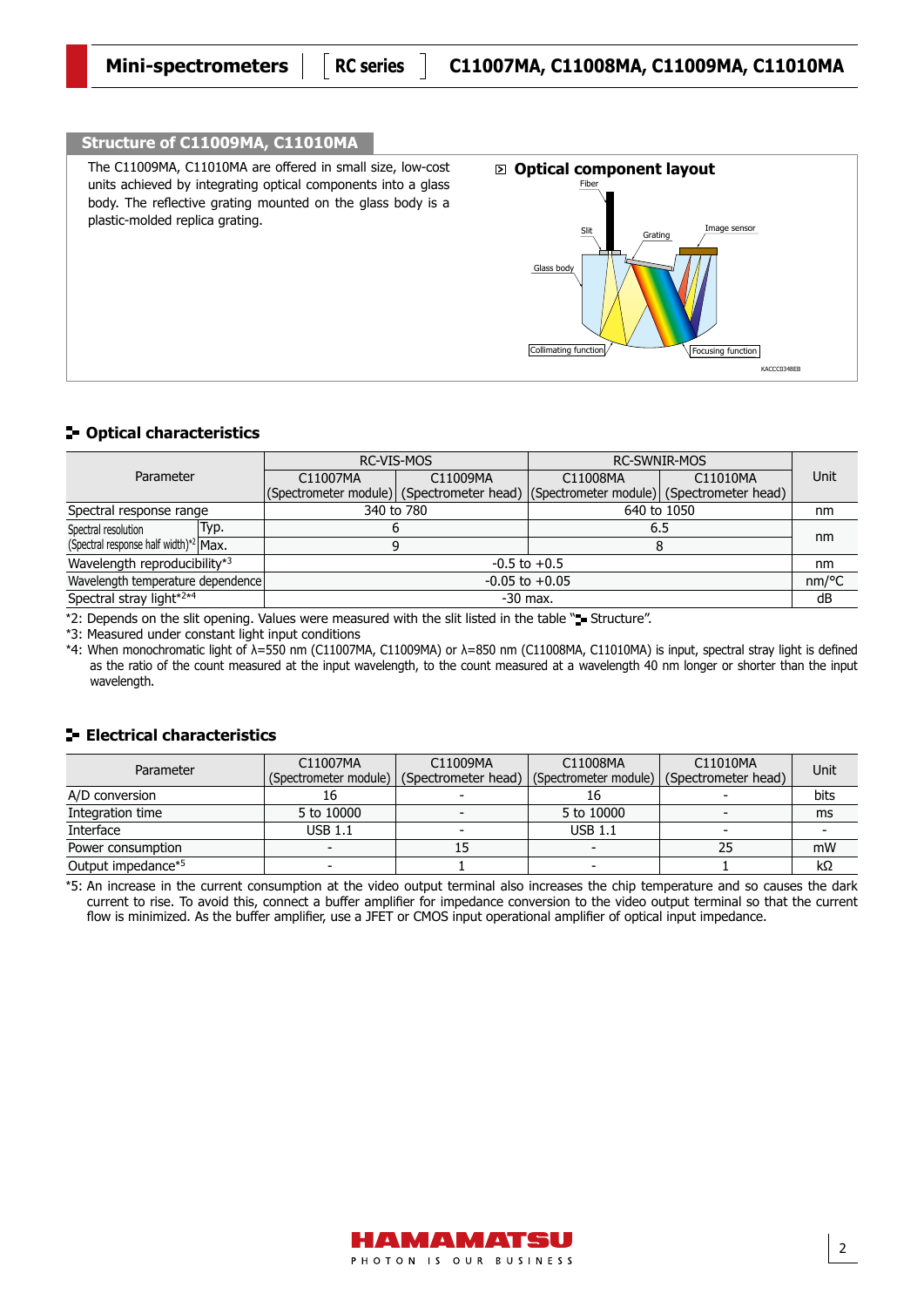## Structure of C11009MA, C11010MA

The C11009MA, C11010MA are offered in small size, low-cost units achieved by integrating optical components into a glass body. The reflective grating mounted on the glass body is a plastic-molded replica grating.

### Optical component layout

Fiber

Slit

Grating

Image sensor

Glass body

Collimating function

Focusing function

KACCC0348EB

## Optical characteristics

| Parameter | | RC-VIS-MOS | | RC-SWNIR-MOS | | Unit |
|---|---|---|---|---|---|---|
| | | C11007MA (Spectrometer module) | C11009MA (Spectrometer head) | C11008MA (Spectrometer module) | C11010MA (Spectrometer head) | |
| Spectral response range | | 340 to 780 | | 640 to 1050 | | nm |
| Spectral resolution (Spectral response half width)*2 | Typ. | 6 | | 6.5 | | nm |
| | Max. | 9 | | 8 | | |
| Wavelength reproducibility*3 | | -0.5 to +0.5 | | | | nm |
| Wavelength temperature dependence | | -0.05 to +0.05 | | | | nm/°C |
| Spectral stray light*2*4 | | -30 max. | | | | dB |

*2: Depends on the slit opening. Values were measured with the slit listed in the table "Structure".

*3: Measured under constant light input conditions

*4: When monochromatic light of λ=550 nm (C11007MA, C11009MA) or λ=850 nm (C11008MA, C11010MA) is input, spectral stray light is defined as the ratio of the count measured at the input wavelength, to the count measured at a wavelength 40 nm longer or shorter than the input wavelength.

## Electrical characteristics

| Parameter | C11007MA (Spectrometer module) | C11009MA (Spectrometer head) | C11008MA (Spectrometer module) | C11010MA (Spectrometer head) | Unit |
|---|---|---|---|---|---|
| A/D conversion | 16 | - | 16 | - | bits |
| Integration time | 5 to 10000 | - | 5 to 10000 | - | ms |
| Interface | USB 1.1 | - | USB 1.1 | - | - |
| Power consumption | - | 15 | - | 25 | mW |
| Output impedance*5 | - | 1 | - | 1 | kΩ |

*5: An increase in the current consumption at the video output terminal also increases the chip temperature and so causes the dark current to rise. To avoid this, connect a buffer amplifier for impedance conversion to the video output terminal so that the current flow is minimized. As the buffer amplifier, use a JFET or CMOS input operational amplifier of optical input impedance.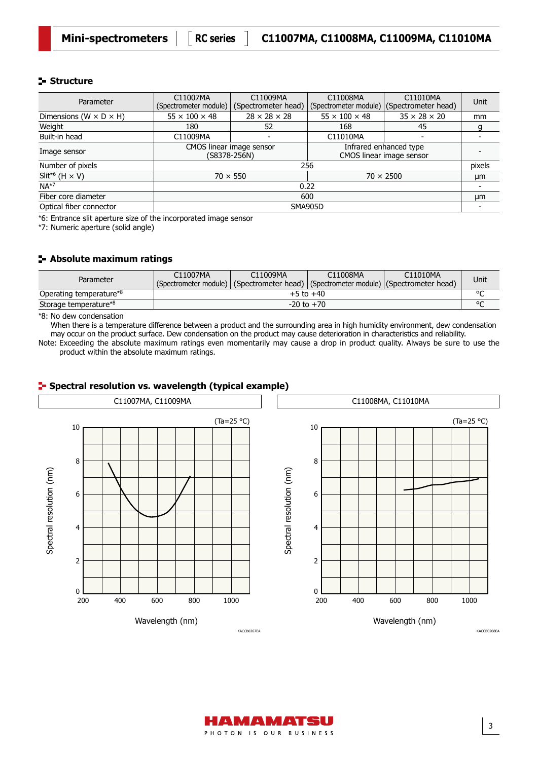## Structure

| Parameter | C11007MA (Spectrometer module) | C11009MA (Spectrometer head) | C11008MA (Spectrometer module) | C11010MA (Spectrometer head) | Unit |
|---|---|---|---|---|---|
| Dimensions (W × D × H) | 55 × 100 × 48 | 28 × 28 × 28 | 55 × 100 × 48 | 35 × 28 × 20 | mm |
| Weight | 180 | 52 | 168 | 45 | g |
| Built-in head | C11009MA | - | C11010MA | - | - |
| Image sensor | CMOS linear image sensor (S8378-256N) | | Infrared enhanced type CMOS linear image sensor | | - |
| Number of pixels | 256 | | | | pixels |
| Slit*6 (H × V) | 70 × 550 | | 70 × 2500 | | μm |
| NA*7 | 0.22 | | | | - |
| Fiber core diameter | 600 | | | | μm |
| Optical fiber connector | SMA905D | | | | - |

*6: Entrance slit aperture size of the incorporated image sensor
*7: Numeric aperture (solid angle)

## Absolute maximum ratings

| Parameter | C11007MA (Spectrometer module) | C11009MA (Spectrometer head) | C11008MA (Spectrometer module) | C11010MA (Spectrometer head) | Unit |
|---|---|---|---|---|---|
| Operating temperature*8 | +5 to +40 | | | | °C |
| Storage temperature*8 | -20 to +70 | | | | °C |

*8: No dew condensation
When there is a temperature difference between a product and the surrounding area in high humidity environment, dew condensation may occur on the product surface. Dew condensation on the product may cause deterioration in characteristics and reliability.

Note: Exceeding the absolute maximum ratings even momentarily may cause a drop in product quality. Always be sure to use the product within the absolute maximum ratings.

## Spectral resolution vs. wavelength (typical example)

C11007MA, C11009MA

(Ta=25 °C)

Spectral resolution (nm) vs. Wavelength (nm)

KACCB0267EA

C11008MA, C11010MA

(Ta=25 °C)

Spectral resolution (nm) vs. Wavelength (nm)

KACCB0268EA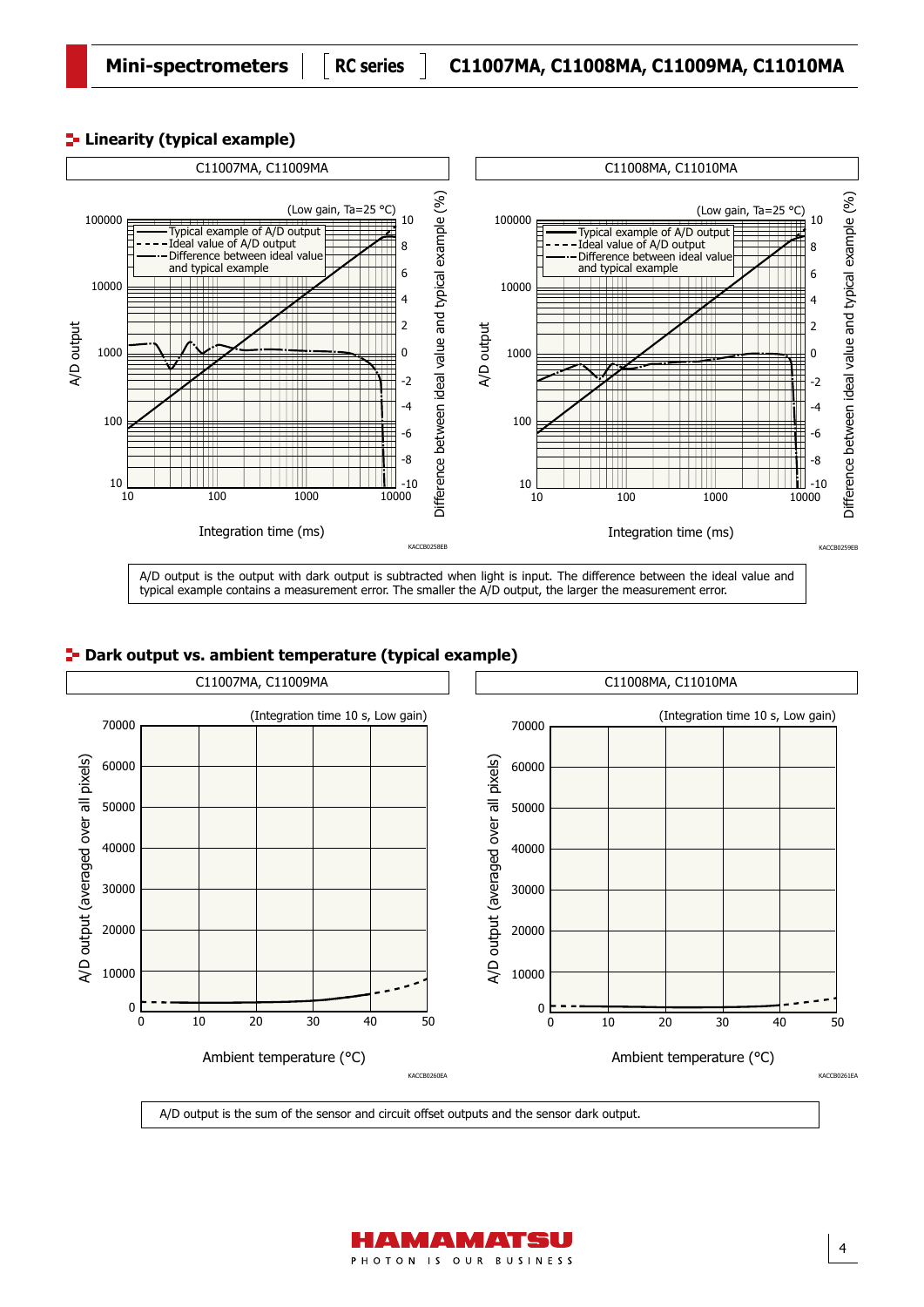## Linearity (typical example)

C11007MA, C11009MA

(Low gain, Ta=25 °C)

Typical example of A/D output
Ideal value of A/D output
Difference between ideal value and typical example

A/D output

Difference between ideal value and typical example (%)

Integration time (ms)

KACCB0258EB

C11008MA, C11010MA

(Low gain, Ta=25 °C)

Typical example of A/D output
Ideal value of A/D output
Difference between ideal value and typical example

A/D output

Difference between ideal value and typical example (%)

Integration time (ms)

KACCB0259EB

A/D output is the output with dark output is subtracted when light is input. The difference between the ideal value and typical example contains a measurement error. The smaller the A/D output, the larger the measurement error.

## Dark output vs. ambient temperature (typical example)

C11007MA, C11009MA

(Integration time 10 s, Low gain)

A/D output (averaged over all pixels)

Ambient temperature (°C)

KACCB0260EA

C11008MA, C11010MA

(Integration time 10 s, Low gain)

A/D output (averaged over all pixels)

Ambient temperature (°C)

KACCB0261EA

A/D output is the sum of the sensor and circuit offset outputs and the sensor dark output.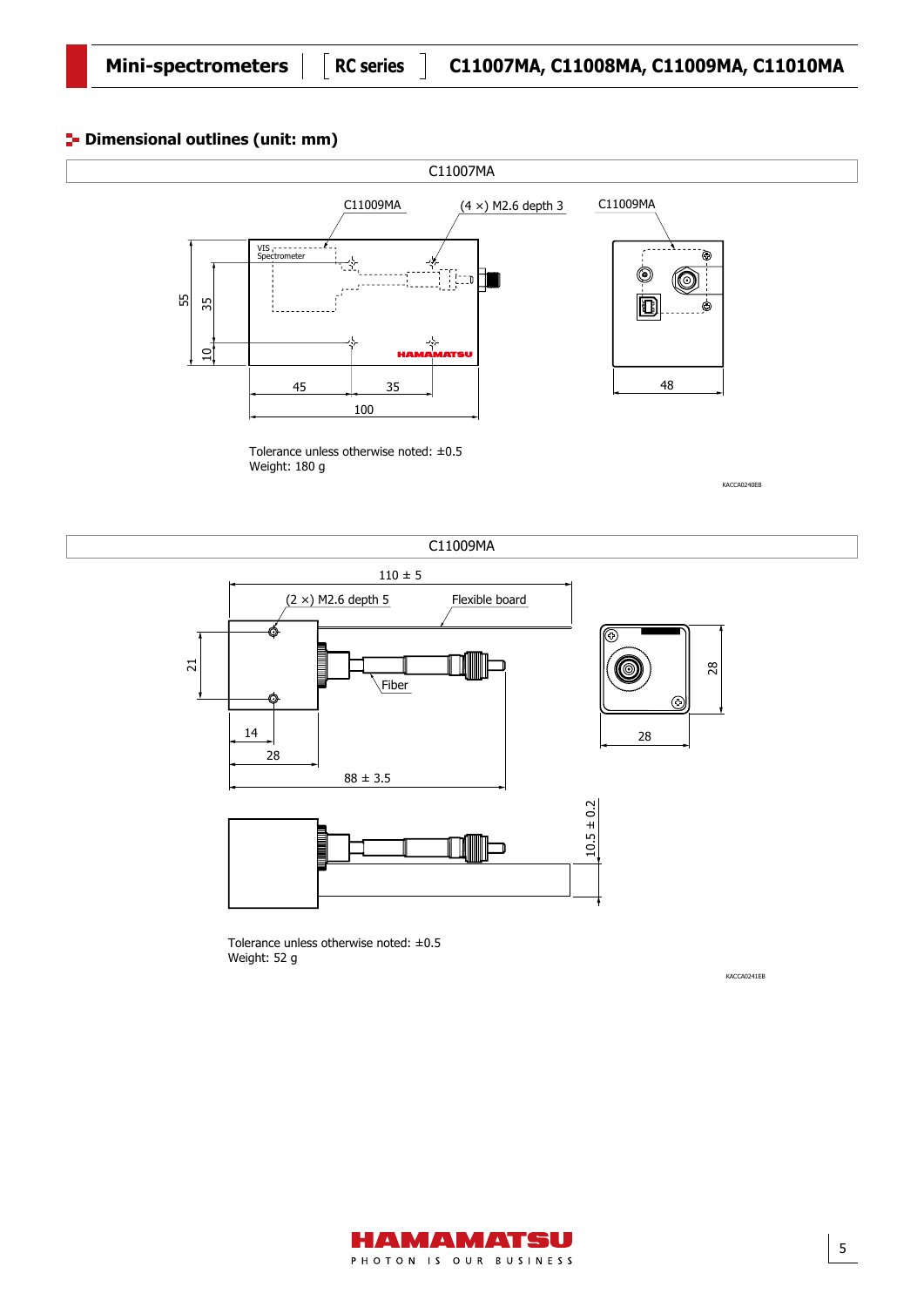## Dimensional outlines (unit: mm)

### C11007MA

C11009MA

(4 ×) M2.6 depth 3

VIS Spectrometer

HAMAMATSU

C11009MA

55, 35, 10, 45, 35, 100, 48

Tolerance unless otherwise noted: ±0.5
Weight: 180 g

KACCA0240EB

### C11009MA

110 ± 5

(2 ×) M2.6 depth 5

Flexible board

Fiber

21, 14, 28, 88 ± 3.5, 28, 28, 10.5 ± 0.2

Tolerance unless otherwise noted: ±0.5
Weight: 52 g

KACCA0241EB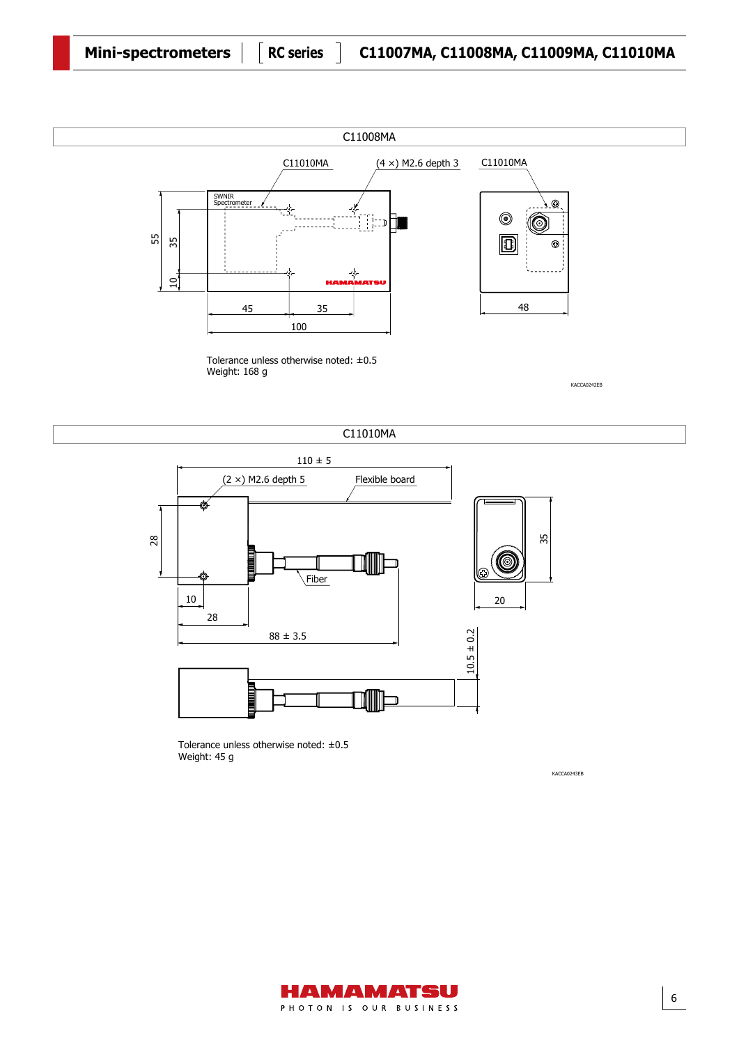## C11008MA

C11010MA

(4 ×) M2.6 depth 3

C11010MA

SWNIR Spectrometer

HAMAMATSU

55

35

10

45

35

100

48

Tolerance unless otherwise noted: ±0.5
Weight: 168 g

KACCA0242EB

## C11010MA

110 ± 5

(2 ×) M2.6 depth 5

Flexible board

28

Fiber

10

28

88 ± 3.5

35

20

10.5 ± 0.2

Tolerance unless otherwise noted: ±0.5
Weight: 45 g

KACCA0243EB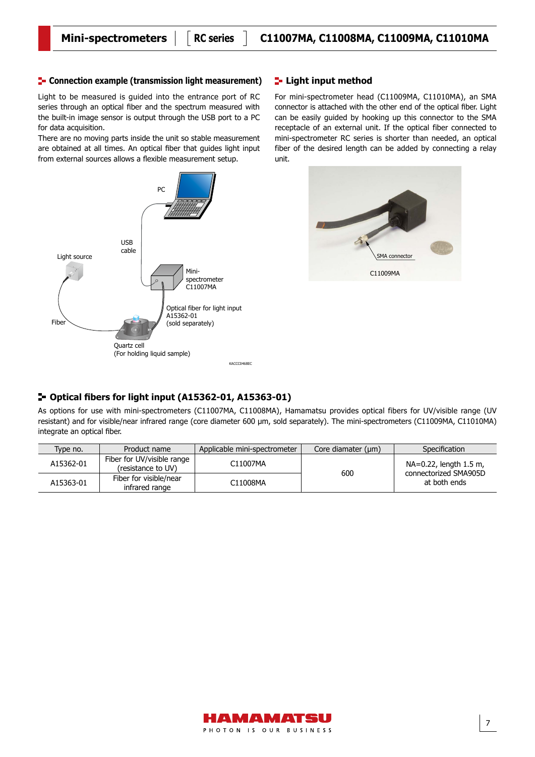## Connection example (transmission light measurement)

Light to be measured is guided into the entrance port of RC series through an optical fiber and the spectrum measured with the built-in image sensor is output through the USB port to a PC for data acquisition.
There are no moving parts inside the unit so stable measurement are obtained at all times. An optical fiber that guides light input from external sources allows a flexible measurement setup.

PC

USB cable

Light source

Mini-spectrometer C11007MA

Optical fiber for light input A15362-01 (sold separately)

Fiber

Quartz cell (For holding liquid sample)

KACCC0468EC

## Light input method

For mini-spectrometer head (C11009MA, C11010MA), an SMA connector is attached with the other end of the optical fiber. Light can be easily guided by hooking up this connector to the SMA receptacle of an external unit. If the optical fiber connected to mini-spectrometer RC series is shorter than needed, an optical fiber of the desired length can be added by connecting a relay unit.

SMA connector

C11009MA

## Optical fibers for light input (A15362-01, A15363-01)

As options for use with mini-spectrometers (C11007MA, C11008MA), Hamamatsu provides optical fibers for UV/visible range (UV resistant) and for visible/near infrared range (core diameter 600 μm, sold separately). The mini-spectrometers (C11009MA, C11010MA) integrate an optical fiber.

| Type no. | Product name | Applicable mini-spectrometer | Core diamater (μm) | Specification |
|---|---|---|---|---|
| A15362-01 | Fiber for UV/visible range (resistance to UV) | C11007MA | 600 | NA=0.22, length 1.5 m, connectorized SMA905D at both ends |
| A15363-01 | Fiber for visible/near infrared range | C11008MA | | |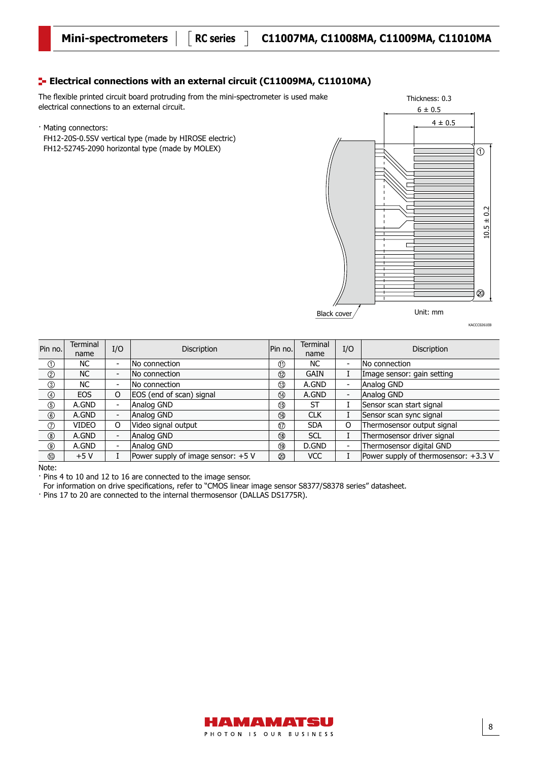## Electrical connections with an external circuit (C11009MA, C11010MA)

The flexible printed circuit board protruding from the mini-spectrometer is used make electrical connections to an external circuit.

- Mating connectors:
  FH12-20S-0.5SV vertical type (made by HIROSE electric)
  FH12-52745-2090 horizontal type (made by MOLEX)

Thickness: 0.3

6 ± 0.5

4 ± 0.5

10.5 ± 0.2

① ⑳

Black cover

Unit: mm

KACCC0261EB

| Pin no. | Terminal name | I/O | Discription | Pin no. | Terminal name | I/O | Discription |
|---|---|---|---|---|---|---|---|
| ① | NC | - | No connection | ⑪ | NC | - | No connection |
| ② | NC | - | No connection | ⑫ | GAIN | I | Image sensor: gain setting |
| ③ | NC | - | No connection | ⑬ | A.GND | - | Analog GND |
| ④ | EOS | O | EOS (end of scan) signal | ⑭ | A.GND | - | Analog GND |
| ⑤ | A.GND | - | Analog GND | ⑮ | ST | I | Sensor scan start signal |
| ⑥ | A.GND | - | Analog GND | ⑯ | CLK | I | Sensor scan sync signal |
| ⑦ | VIDEO | O | Video signal output | ⑰ | SDA | O | Thermosensor output signal |
| ⑧ | A.GND | - | Analog GND | ⑱ | SCL | I | Thermosensor driver signal |
| ⑨ | A.GND | - | Analog GND | ⑲ | D.GND | - | Thermosensor digital GND |
| ⑩ | +5 V | I | Power supply of image sensor: +5 V | ⑳ | VCC | I | Power supply of thermosensor: +3.3 V |

Note:
- Pins 4 to 10 and 12 to 16 are connected to the image sensor.
  For information on drive specifications, refer to "CMOS linear image sensor S8377/S8378 series" datasheet.
- Pins 17 to 20 are connected to the internal thermosensor (DALLAS DS1775R).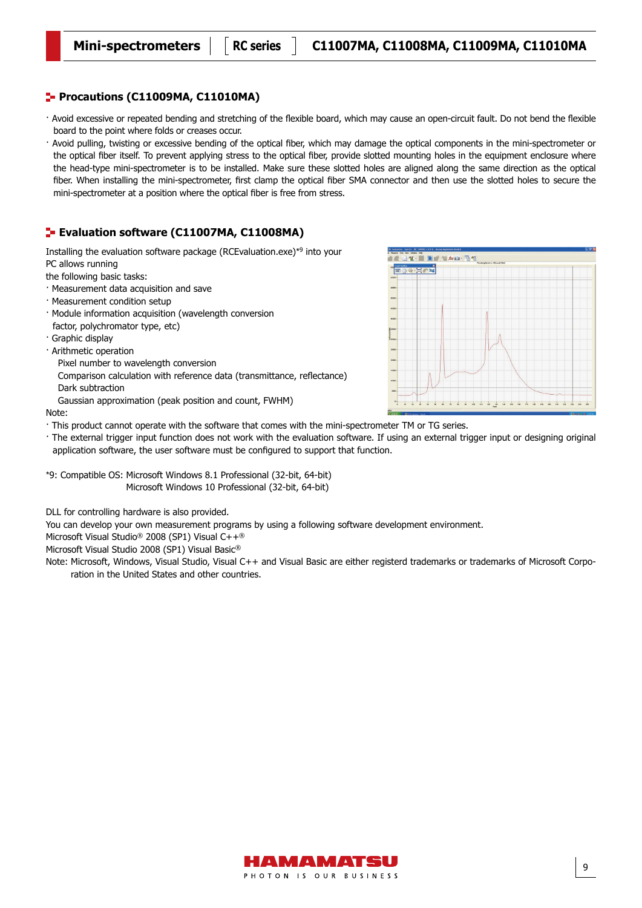## Procautions (C11009MA, C11010MA)

- Avoid excessive or repeated bending and stretching of the flexible board, which may cause an open-circuit fault. Do not bend the flexible board to the point where folds or creases occur.
- Avoid pulling, twisting or excessive bending of the optical fiber, which may damage the optical components in the mini-spectrometer or the optical fiber itself. To prevent applying stress to the optical fiber, provide slotted mounting holes in the equipment enclosure where the head-type mini-spectrometer is to be installed. Make sure these slotted holes are aligned along the same direction as the optical fiber. When installing the mini-spectrometer, first clamp the optical fiber SMA connector and then use the slotted holes to secure the mini-spectrometer at a position where the optical fiber is free from stress.

## Evaluation software (C11007MA, C11008MA)

Installing the evaluation software package (RCEvaluation.exe)*9 into your PC allows running the following basic tasks:

- Measurement data acquisition and save
- Measurement condition setup
- Module information acquisition (wavelength conversion factor, polychromator type, etc)
- Graphic display
- Arithmetic operation
  - Pixel number to wavelength conversion
  - Comparison calculation with reference data (transmittance, reflectance)
  - Dark subtraction
  - Gaussian approximation (peak position and count, FWHM)

Note:

- This product cannot operate with the software that comes with the mini-spectrometer TM or TG series.
- The external trigger input function does not work with the evaluation software. If using an external trigger input or designing original application software, the user software must be configured to support that function.

*9: Compatible OS: Microsoft Windows 8.1 Professional (32-bit, 64-bit)
Microsoft Windows 10 Professional (32-bit, 64-bit)

DLL for controlling hardware is also provided.
You can develop your own measurement programs by using a following software development environment.
Microsoft Visual Studio® 2008 (SP1) Visual C++®
Microsoft Visual Studio 2008 (SP1) Visual Basic®
Note: Microsoft, Windows, Visual Studio, Visual C++ and Visual Basic are either registerd trademarks or trademarks of Microsoft Corporation in the United States and other countries.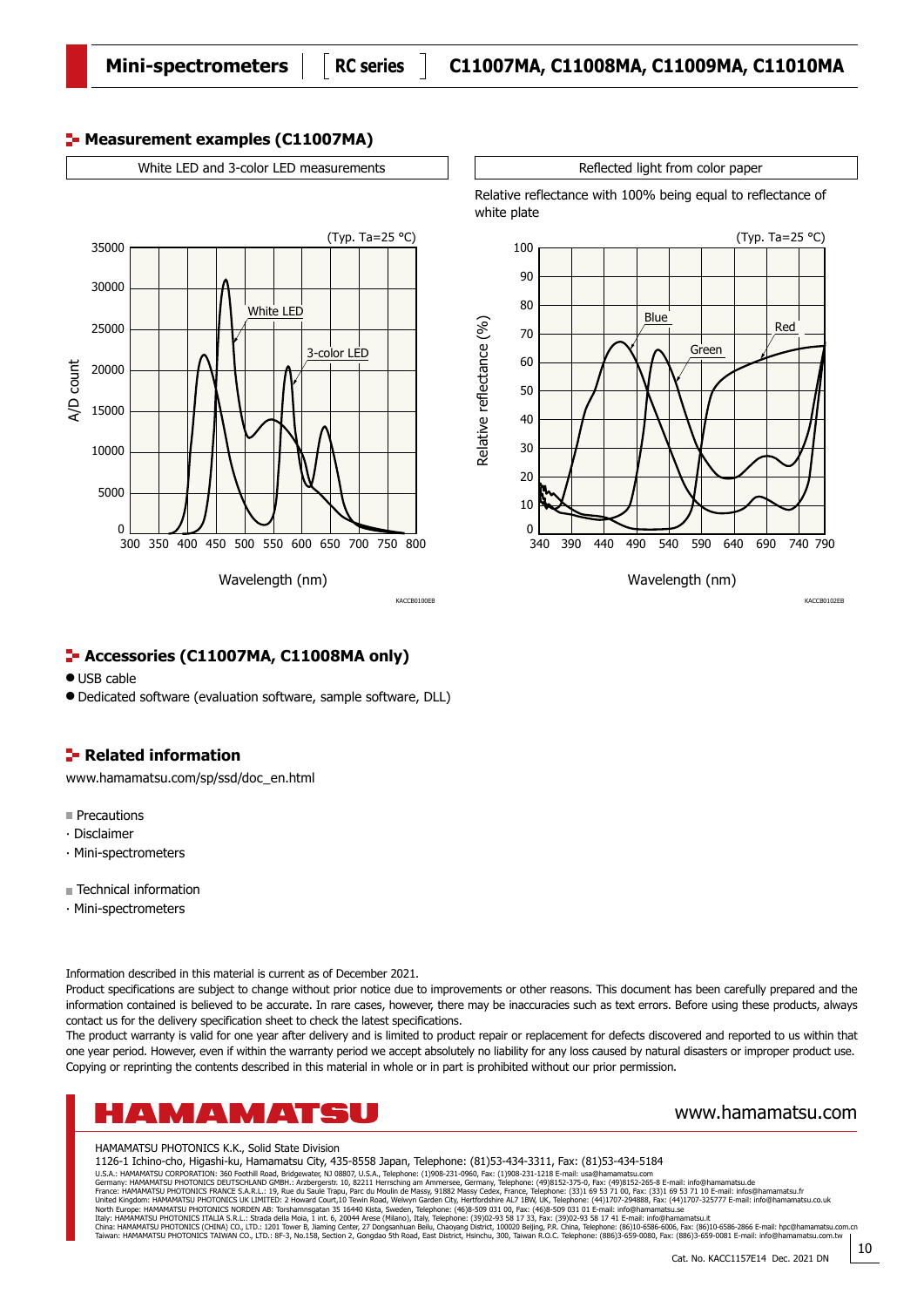## Measurement examples (C11007MA)

White LED and 3-color LED measurements

(Typ. Ta=25 °C)

A/D count

35000
30000
25000
20000
15000
10000
5000
0

White LED

3-color LED

300 350 400 450 500 550 600 650 700 750 800

Wavelength (nm)

KACCB0100EB

Reflected light from color paper

Relative reflectance with 100% being equal to reflectance of white plate

(Typ. Ta=25 °C)

Relative reflectance (%)

100
90
80
70
60
50
40
30
20
10
0

Blue

Red

Green

340 390 440 490 540 590 640 690 740 790

Wavelength (nm)

KACCB0102EB

## Accessories (C11007MA, C11008MA only)

- USB cable
- Dedicated software (evaluation software, sample software, DLL)

## Related information

www.hamamatsu.com/sp/ssd/doc_en.html

■ Precautions
· Disclaimer
· Mini-spectrometers

■ Technical information
· Mini-spectrometers

Information described in this material is current as of December 2021.

Product specifications are subject to change without prior notice due to improvements or other reasons. This document has been carefully prepared and the information contained is believed to be accurate. In rare cases, however, there may be inaccuracies such as text errors. Before using these products, always contact us for the delivery specification sheet to check the latest specifications.

The product warranty is valid for one year after delivery and is limited to product repair or replacement for defects discovered and reported to us within that one year period. However, even if within the warranty period we accept absolutely no liability for any loss caused by natural disasters or improper product use. Copying or reprinting the contents described in this material in whole or in part is prohibited without our prior permission.

HAMAMATSU

www.hamamatsu.com

HAMAMATSU PHOTONICS K.K., Solid State Division
1126-1 Ichino-cho, Higashi-ku, Hamamatsu City, 435-8558 Japan, Telephone: (81)53-434-3311, Fax: (81)53-434-5184
U.S.A.: HAMAMATSU CORPORATION: 360 Foothill Road, Bridgewater, NJ 08807, U.S.A., Telephone: (1)908-231-0960, Fax: (1)908-231-1218 E-mail: usa@hamamatsu.com
Germany: HAMAMATSU PHOTONICS DEUTSCHLAND GMBH.: Arzbergerstr. 10, 82211 Herrsching am Ammersee, Germany, Telephone: (49)8152-375-0, Fax: (49)8152-265-8 E-mail: info@hamamatsu.de
France: HAMAMATSU PHOTONICS FRANCE S.A.R.L.: 19, Rue du Saule Trapu, Parc du Moulin de Massy, 91882 Massy Cedex, France, Telephone: (33)1 69 53 71 00, Fax: (33)1 69 53 71 10 E-mail: infos@hamamatsu.fr
United Kingdom: HAMAMATSU PHOTONICS UK LIMITED: 2 Howard Court,10 Tewin Road, Welwyn Garden City, Hertfordshire AL7 1BW, UK, Telephone: (44)1707-294888, Fax: (44)1707-325777 E-mail: info@hamamatsu.co.uk
North Europe: HAMAMATSU PHOTONICS NORDEN AB: Torshamnsgatan 35 16440 Kista, Sweden, Telephone: (46)8-509 031 00, Fax: (46)8-509 031 01 E-mail: info@hamamatsu.se
Italy: HAMAMATSU PHOTONICS ITALIA S.R.L.: Strada della Moia, 1 int. 6, 20044 Arese (Milano), Italy, Telephone: (39)02-93 58 17 33, Fax: (39)02-93 58 17 41 E-mail: info@hamamatsu.it
China: HAMAMATSU PHOTONICS (CHINA) CO., LTD.: 1201 Tower B, Jiaming Center, 27 Dongsanhuan Beilu, Chaoyang District, 100020 Beijing, P.R. China, Telephone: (86)10-6586-6006, Fax: (86)10-6586-2866 E-mail: hpc@hamamatsu.com.cn
Taiwan: HAMAMATSU PHOTONICS TAIWAN CO., LTD.: 8F-3, No.158, Section 2, Gongdao 5th Road, East District, Hsinchu, 300, Taiwan R.O.C. Telephone: (886)3-659-0080, Fax: (886)3-659-0081 E-mail: info@hamamatsu.com.tw

Cat. No. KACC1157E14 Dec. 2021 DN